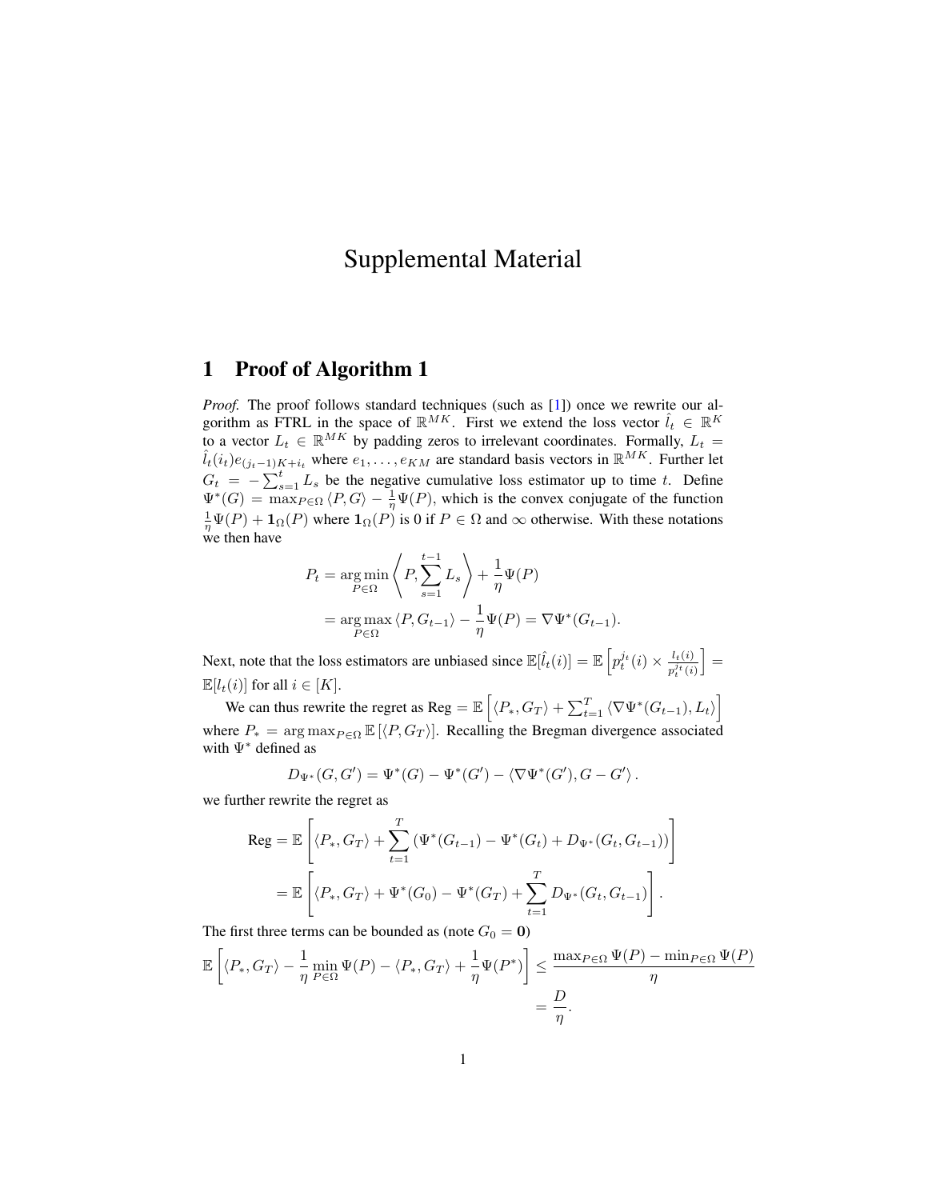# Supplemental Material

## 1 Proof of Algorithm 1

*Proof.* The proof follows standard techniques (such as [1]) once we rewrite our algorithm as FTRL in the space of $\mathbb{R}^{MK}$. First we extend the loss vector $\hat{l}_t \in \mathbb{R}^K$ to a vector $L_t \in \mathbb{R}^{MK}$ by padding zeros to irrelevant coordinates. Formally, $L_t = \hat{l}_t(i_t)e_{(j_t-1)K+i_t}$ where $e_1, \ldots, e_{KM}$ are standard basis vectors in $\mathbb{R}^{MK}$. Further let $G_t = -\sum_{s=1}^{t} L_s$ be the negative cumulative loss estimator up to time $t$. Define $\Psi^*(G) = \max_{P\in\Omega} \langle P, G\rangle - \frac{1}{\eta}\Psi(P)$, which is the convex conjugate of the function $\frac{1}{\eta}\Psi(P) + \mathbf{1}_\Omega(P)$ where $\mathbf{1}_\Omega(P)$ is 0 if $P \in \Omega$ and $\infty$ otherwise. With these notations we then have

$$
\begin{aligned}
P_t &= \arg\min_{P\in\Omega} \left\langle P, \sum_{s=1}^{t-1} L_s \right\rangle + \frac{1}{\eta}\Psi(P) \\
&= \arg\max_{P\in\Omega} \langle P, G_{t-1}\rangle - \frac{1}{\eta}\Psi(P) = \nabla\Psi^*(G_{t-1}).
\end{aligned}
$$

Next, note that the loss estimators are unbiased since $\mathbb{E}[\hat{l}_t(i)] = \mathbb{E}\left[p_t^{j_t}(i) \times \frac{l_t(i)}{p_t^{j_t}(i)}\right] = \mathbb{E}[l_t(i)]$ for all $i \in [K]$.

We can thus rewrite the regret as $\text{Reg} = \mathbb{E}\left[\langle P_*, G_T\rangle + \sum_{t=1}^{T} \langle \nabla\Psi^*(G_{t-1}), L_t\rangle\right]$ where $P_* = \arg\max_{P\in\Omega} \mathbb{E}\left[\langle P, G_T\rangle\right]$. Recalling the Bregman divergence associated with $\Psi^*$ defined as

$$
D_{\Psi^*}(G, G') = \Psi^*(G) - \Psi^*(G') - \langle \nabla\Psi^*(G'), G - G'\rangle .
$$

we further rewrite the regret as

$$
\begin{aligned}
\text{Reg} &= \mathbb{E}\left[\langle P_*, G_T\rangle + \sum_{t=1}^{T} \left(\Psi^*(G_{t-1}) - \Psi^*(G_t) + D_{\Psi^*}(G_t, G_{t-1})\right)\right] \\
&= \mathbb{E}\left[\langle P_*, G_T\rangle + \Psi^*(G_0) - \Psi^*(G_T) + \sum_{t=1}^{T} D_{\Psi^*}(G_t, G_{t-1})\right].
\end{aligned}
$$

The first three terms can be bounded as (note $G_0 = \mathbf{0}$)

$$
\begin{aligned}
\mathbb{E}\left[\langle P_*, G_T\rangle - \frac{1}{\eta}\min_{P\in\Omega} \Psi(P) - \langle P_*, G_T\rangle + \frac{1}{\eta}\Psi(P^*)\right] &\leq \frac{\max_{P\in\Omega} \Psi(P) - \min_{P\in\Omega} \Psi(P)}{\eta} \\
&= \frac{D}{\eta}.
\end{aligned}
$$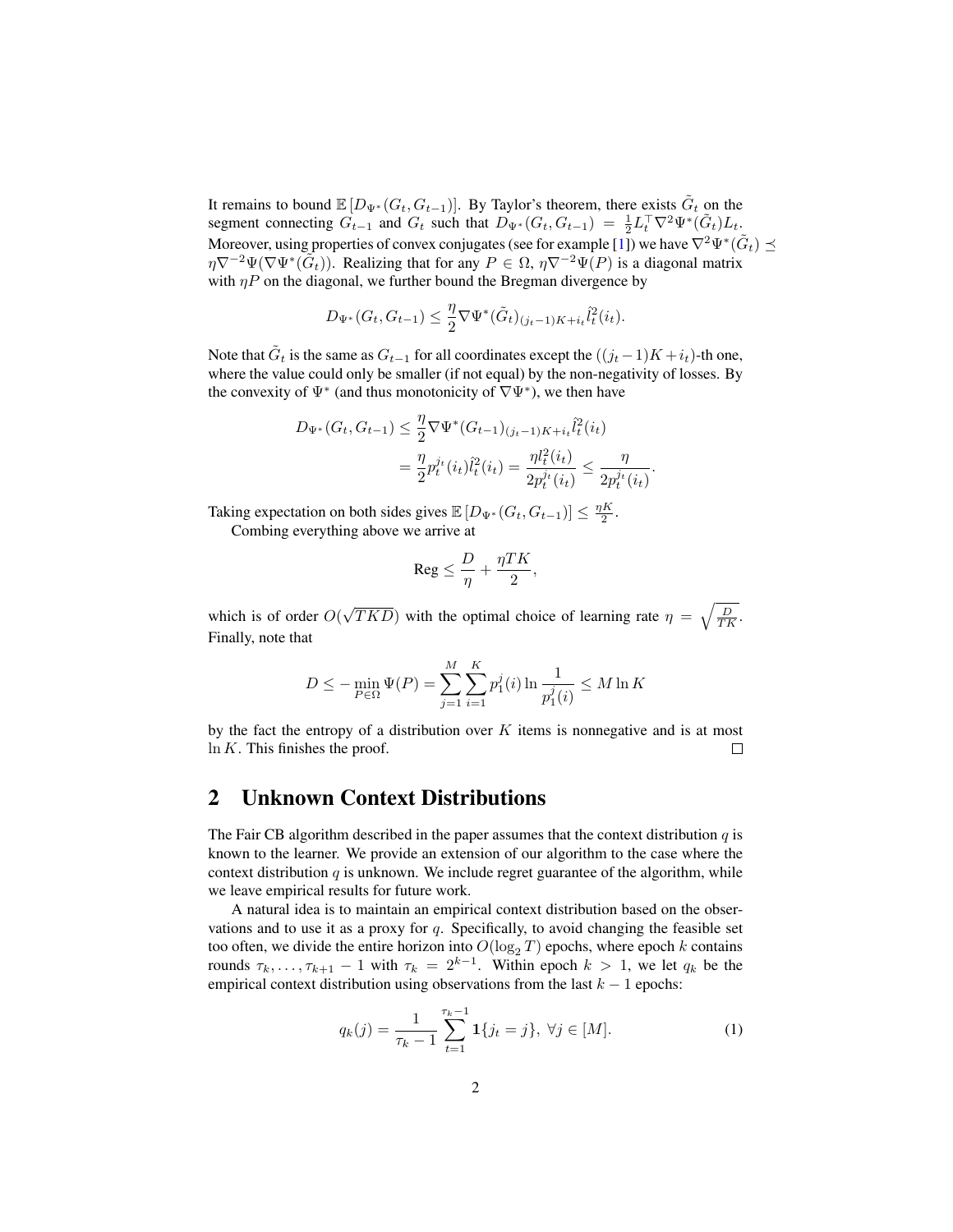It remains to bound $\mathbb{E}[D_{\Psi^*}(G_t, G_{t-1})]$. By Taylor's theorem, there exists $\tilde{G}_t$ on the segment connecting $G_{t-1}$ and $G_t$ such that $D_{\Psi^*}(G_t, G_{t-1}) = \frac{1}{2} L_t^\top \nabla^2 \Psi^*(\tilde{G}_t) L_t$. Moreover, using properties of convex conjugates (see for example [1]) we have $\nabla^2 \Psi^*(\tilde{G}_t) \preceq \eta \nabla^{-2} \Psi(\nabla \Psi^*(\tilde{G}_t))$. Realizing that for any $P \in \Omega$, $\eta \nabla^{-2} \Psi(P)$ is a diagonal matrix with $\eta P$ on the diagonal, we further bound the Bregman divergence by

$$D_{\Psi^*}(G_t, G_{t-1}) \leq \frac{\eta}{2} \nabla \Psi^*(\tilde{G}_t)_{(j_t-1)K+i_t} \hat{l}_t^2(i_t).$$

Note that $\tilde{G}_t$ is the same as $G_{t-1}$ for all coordinates except the $((j_t - 1)K + i_t)$-th one, where the value could only be smaller (if not equal) by the non-negativity of losses. By the convexity of $\Psi^*$ (and thus monotonicity of $\nabla \Psi^*$), we then have

$$\begin{aligned} D_{\Psi^*}(G_t, G_{t-1}) &\leq \frac{\eta}{2} \nabla \Psi^*(G_{t-1})_{(j_t-1)K+i_t} \hat{l}_t^2(i_t) \\ &= \frac{\eta}{2} p_t^{j_t}(i_t) \hat{l}_t^2(i_t) = \frac{\eta l_t^2(i_t)}{2 p_t^{j_t}(i_t)} \leq \frac{\eta}{2 p_t^{j_t}(i_t)}. \end{aligned}$$

Taking expectation on both sides gives $\mathbb{E}[D_{\Psi^*}(G_t, G_{t-1})] \leq \frac{\eta K}{2}$.

Combing everything above we arrive at

$$\text{Reg} \leq \frac{D}{\eta} + \frac{\eta T K}{2},$$

which is of order $O(\sqrt{TKD})$ with the optimal choice of learning rate $\eta = \sqrt{\frac{D}{TK}}$. Finally, note that

$$D \leq -\min_{P \in \Omega} \Psi(P) = \sum_{j=1}^{M} \sum_{i=1}^{K} p_1^j(i) \ln \frac{1}{p_1^j(i)} \leq M \ln K$$

by the fact the entropy of a distribution over $K$ items is nonnegative and is at most $\ln K$. This finishes the proof. □

## 2 Unknown Context Distributions

The Fair CB algorithm described in the paper assumes that the context distribution $q$ is known to the learner. We provide an extension of our algorithm to the case where the context distribution $q$ is unknown. We include regret guarantee of the algorithm, while we leave empirical results for future work.

A natural idea is to maintain an empirical context distribution based on the observations and to use it as a proxy for $q$. Specifically, to avoid changing the feasible set too often, we divide the entire horizon into $O(\log_2 T)$ epochs, where epoch $k$ contains rounds $\tau_k, \ldots, \tau_{k+1} - 1$ with $\tau_k = 2^{k-1}$. Within epoch $k > 1$, we let $q_k$ be the empirical context distribution using observations from the last $k - 1$ epochs:

$$q_k(j) = \frac{1}{\tau_k - 1} \sum_{t=1}^{\tau_k - 1} \mathbf{1}\{j_t = j\}, \ \forall j \in [M]. \tag{1}$$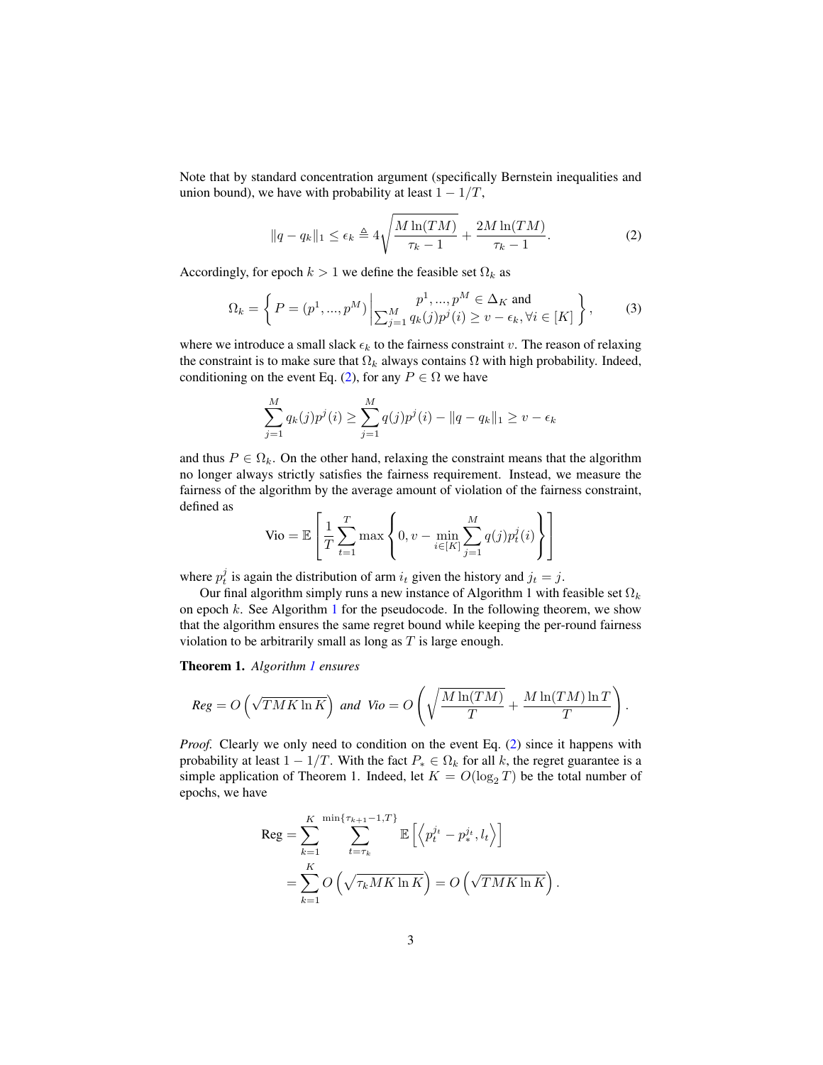Note that by standard concentration argument (specifically Bernstein inequalities and union bound), we have with probability at least $1 - 1/T$,

$$\|q - q_k\|_1 \leq \epsilon_k \triangleq 4\sqrt{\frac{M\ln(TM)}{\tau_k - 1}} + \frac{2M\ln(TM)}{\tau_k - 1}. \tag{2}$$

Accordingly, for epoch $k > 1$ we define the feasible set $\Omega_k$ as

$$\Omega_k = \left\{ P = (p^1, ..., p^M) \,\middle|\, \begin{array}{c} p^1, ..., p^M \in \Delta_K \text{ and} \\ \sum_{j=1}^{M} q_k(j)p^j(i) \geq v - \epsilon_k, \forall i \in [K] \end{array} \right\}, \tag{3}$$

where we introduce a small slack $\epsilon_k$ to the fairness constraint $v$. The reason of relaxing the constraint is to make sure that $\Omega_k$ always contains $\Omega$ with high probability. Indeed, conditioning on the event Eq. (2), for any $P \in \Omega$ we have

$$\sum_{j=1}^{M} q_k(j)p^j(i) \geq \sum_{j=1}^{M} q(j)p^j(i) - \|q - q_k\|_1 \geq v - \epsilon_k$$

and thus $P \in \Omega_k$. On the other hand, relaxing the constraint means that the algorithm no longer always strictly satisfies the fairness requirement. Instead, we measure the fairness of the algorithm by the average amount of violation of the fairness constraint, defined as

$$\text{Vio} = \mathbb{E}\left[\frac{1}{T}\sum_{t=1}^{T} \max\left\{0, v - \min_{i\in[K]} \sum_{j=1}^{M} q(j)p_t^j(i)\right\}\right]$$

where $p_t^j$ is again the distribution of arm $i_t$ given the history and $j_t = j$.

Our final algorithm simply runs a new instance of Algorithm 1 with feasible set $\Omega_k$ on epoch $k$. See Algorithm 1 for the pseudocode. In the following theorem, we show that the algorithm ensures the same regret bound while keeping the per-round fairness violation to be arbitrarily small as long as $T$ is large enough.

**Theorem 1.** *Algorithm 1 ensures*

$$\textit{Reg} = O\left(\sqrt{TMK\ln K}\right) \textit{ and } \textit{Vio} = O\left(\sqrt{\frac{M\ln(TM)}{T}} + \frac{M\ln(TM)\ln T}{T}\right).$$

*Proof.* Clearly we only need to condition on the event Eq. (2) since it happens with probability at least $1 - 1/T$. With the fact $P_* \in \Omega_k$ for all $k$, the regret guarantee is a simple application of Theorem 1. Indeed, let $K = O(\log_2 T)$ be the total number of epochs, we have

$$\begin{aligned}
\text{Reg} &= \sum_{k=1}^{K} \sum_{t=\tau_k}^{\min\{\tau_{k+1}-1, T\}} \mathbb{E}\left[\left\langle p_t^{j_t} - p_*^{j_t}, l_t \right\rangle\right] \\
&= \sum_{k=1}^{K} O\left(\sqrt{\tau_k MK\ln K}\right) = O\left(\sqrt{TMK\ln K}\right).
\end{aligned}$$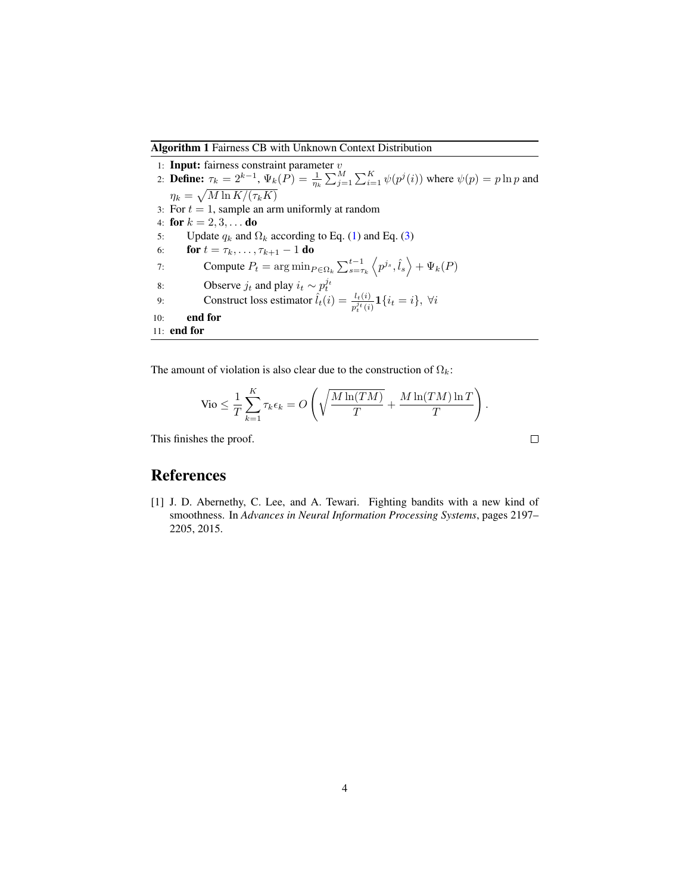**Algorithm 1** Fairness CB with Unknown Context Distribution

```
1:  Input: fairness constraint parameter v
2:  Define: τ_k = 2^{k-1}, Ψ_k(P) = (1/η_k) Σ_{j=1}^{M} Σ_{i=1}^{K} ψ(p^j(i)) where ψ(p) = p ln p and
    η_k = sqrt(M ln K/(τ_k K))
3:  For t = 1, sample an arm uniformly at random
4:  for k = 2, 3, ... do
5:      Update q_k and Ω_k according to Eq. (1) and Eq. (3)
6:      for t = τ_k, ..., τ_{k+1} - 1 do
7:          Compute P_t = argmin_{P∈Ω_k} Σ_{s=τ_k}^{t-1} ⟨p^{j_s}, l̂_s⟩ + Ψ_k(P)
8:          Observe j_t and play i_t ~ p_t^{j_t}
9:          Construct loss estimator l̂_t(i) = (l_t(i) / p_t^{j_t}(i)) 1{i_t = i}, ∀i
10:     end for
11: end for
```

The amount of violation is also clear due to the construction of $\Omega_k$:

$$\text{Vio} \leq \frac{1}{T}\sum_{k=1}^{K} \tau_k \epsilon_k = O\left(\sqrt{\frac{M\ln(TM)}{T}} + \frac{M\ln(TM)\ln T}{T}\right).$$

This finishes the proof. $\square$

## References

[1] J. D. Abernethy, C. Lee, and A. Tewari. Fighting bandits with a new kind of smoothness. In *Advances in Neural Information Processing Systems*, pages 2197–2205, 2015.